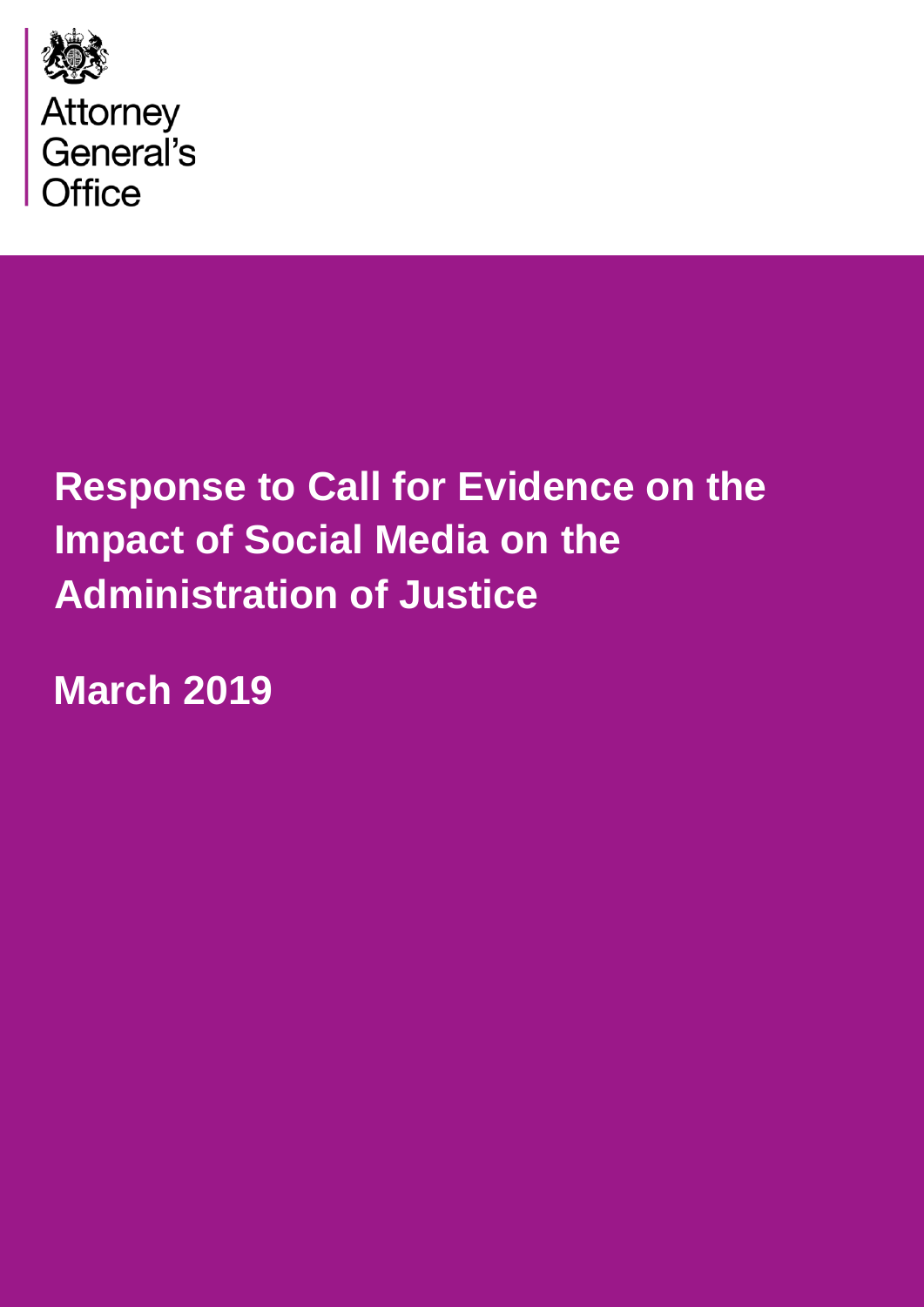Attorney General's Office

# Response to Call for Evidence on the Impact of Social Media on the Administration of Justice

**March 2019**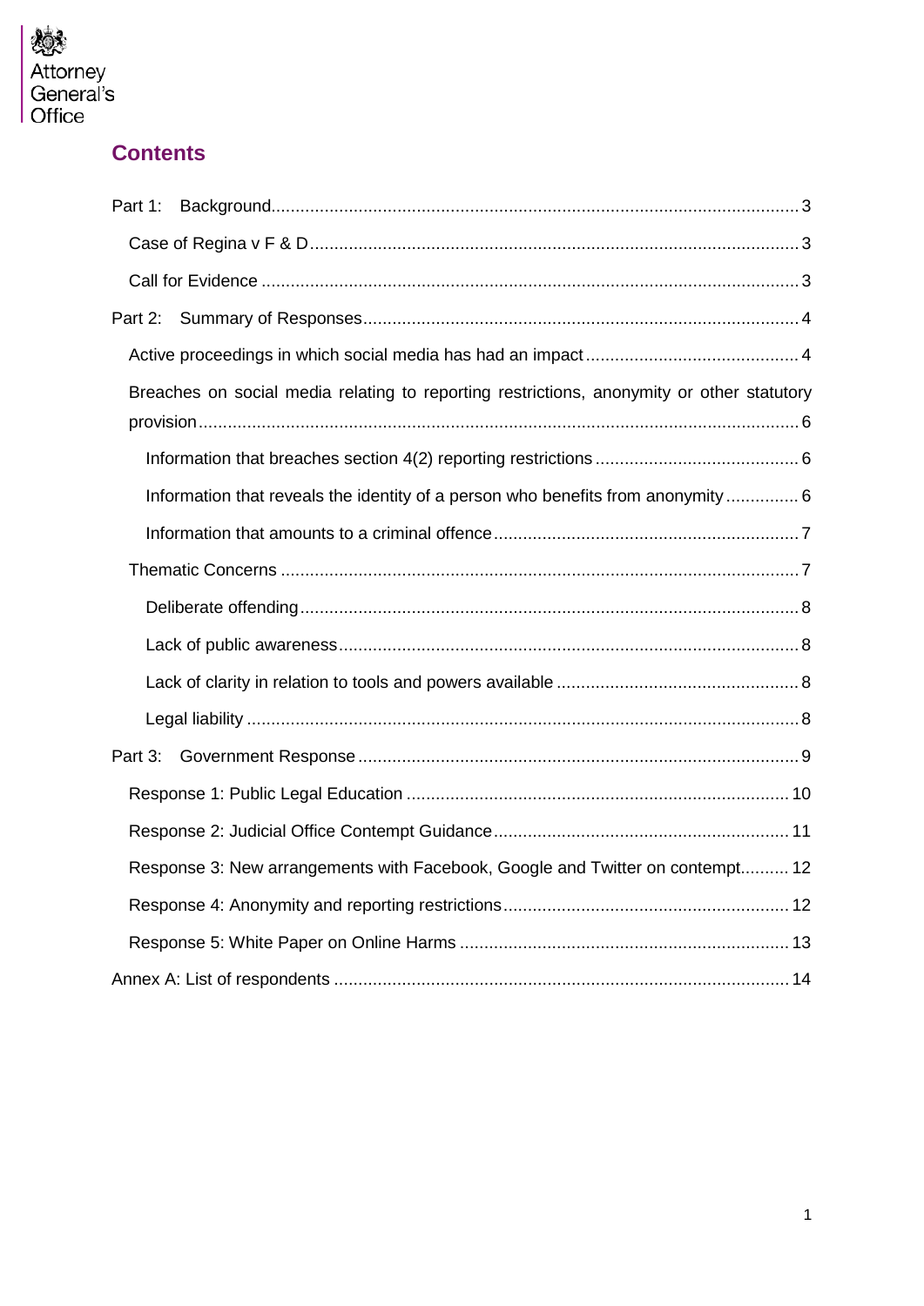Attorney General's Office

## Contents

- Part 1: Background ... 3
  - Case of Regina v F & D ... 3
  - Call for Evidence ... 3
- Part 2: Summary of Responses ... 4
  - Active proceedings in which social media has had an impact ... 4
  - Breaches on social media relating to reporting restrictions, anonymity or other statutory provision ... 6
    - Information that breaches section 4(2) reporting restrictions ... 6
    - Information that reveals the identity of a person who benefits from anonymity ... 6
    - Information that amounts to a criminal offence ... 7
  - Thematic Concerns ... 7
    - Deliberate offending ... 8
    - Lack of public awareness ... 8
    - Lack of clarity in relation to tools and powers available ... 8
    - Legal liability ... 8
- Part 3: Government Response ... 9
  - Response 1: Public Legal Education ... 10
  - Response 2: Judicial Office Contempt Guidance ... 11
  - Response 3: New arrangements with Facebook, Google and Twitter on contempt ... 12
  - Response 4: Anonymity and reporting restrictions ... 12
  - Response 5: White Paper on Online Harms ... 13
- Annex A: List of respondents ... 14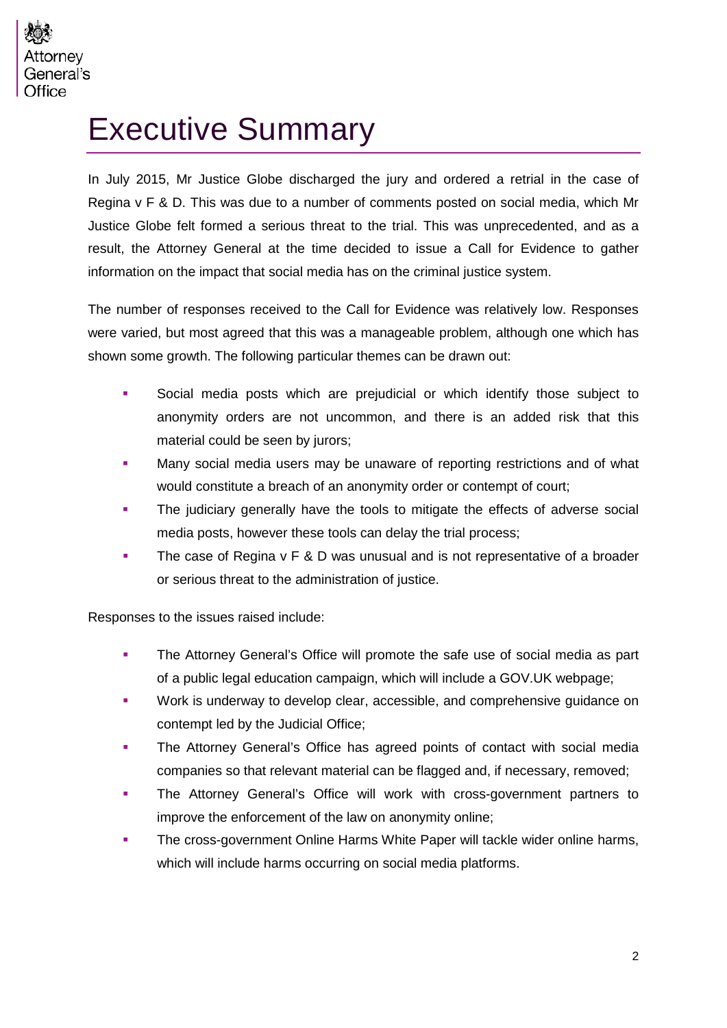# Executive Summary

In July 2015, Mr Justice Globe discharged the jury and ordered a retrial in the case of Regina v F & D. This was due to a number of comments posted on social media, which Mr Justice Globe felt formed a serious threat to the trial. This was unprecedented, and as a result, the Attorney General at the time decided to issue a Call for Evidence to gather information on the impact that social media has on the criminal justice system.

The number of responses received to the Call for Evidence was relatively low. Responses were varied, but most agreed that this was a manageable problem, although one which has shown some growth. The following particular themes can be drawn out:

- Social media posts which are prejudicial or which identify those subject to anonymity orders are not uncommon, and there is an added risk that this material could be seen by jurors;
- Many social media users may be unaware of reporting restrictions and of what would constitute a breach of an anonymity order or contempt of court;
- The judiciary generally have the tools to mitigate the effects of adverse social media posts, however these tools can delay the trial process;
- The case of Regina v F & D was unusual and is not representative of a broader or serious threat to the administration of justice.

Responses to the issues raised include:

- The Attorney General's Office will promote the safe use of social media as part of a public legal education campaign, which will include a GOV.UK webpage;
- Work is underway to develop clear, accessible, and comprehensive guidance on contempt led by the Judicial Office;
- The Attorney General's Office has agreed points of contact with social media companies so that relevant material can be flagged and, if necessary, removed;
- The Attorney General's Office will work with cross-government partners to improve the enforcement of the law on anonymity online;
- The cross-government Online Harms White Paper will tackle wider online harms, which will include harms occurring on social media platforms.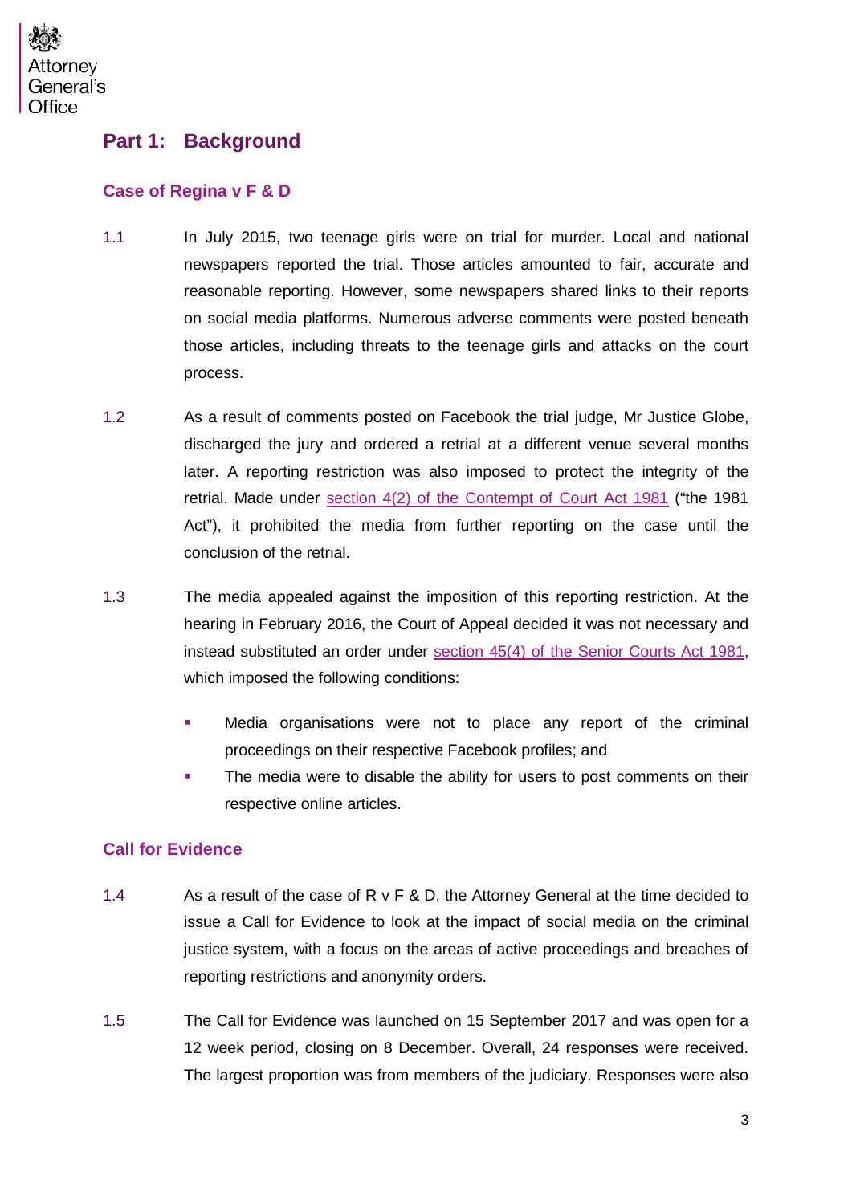## Part 1: Background

### Case of Regina v F & D

1.1 In July 2015, two teenage girls were on trial for murder. Local and national newspapers reported the trial. Those articles amounted to fair, accurate and reasonable reporting. However, some newspapers shared links to their reports on social media platforms. Numerous adverse comments were posted beneath those articles, including threats to the teenage girls and attacks on the court process.

1.2 As a result of comments posted on Facebook the trial judge, Mr Justice Globe, discharged the jury and ordered a retrial at a different venue several months later. A reporting restriction was also imposed to protect the integrity of the retrial. Made under section 4(2) of the Contempt of Court Act 1981 ("the 1981 Act"), it prohibited the media from further reporting on the case until the conclusion of the retrial.

1.3 The media appealed against the imposition of this reporting restriction. At the hearing in February 2016, the Court of Appeal decided it was not necessary and instead substituted an order under section 45(4) of the Senior Courts Act 1981, which imposed the following conditions:

- Media organisations were not to place any report of the criminal proceedings on their respective Facebook profiles; and
- The media were to disable the ability for users to post comments on their respective online articles.

### Call for Evidence

1.4 As a result of the case of R v F & D, the Attorney General at the time decided to issue a Call for Evidence to look at the impact of social media on the criminal justice system, with a focus on the areas of active proceedings and breaches of reporting restrictions and anonymity orders.

1.5 The Call for Evidence was launched on 15 September 2017 and was open for a 12 week period, closing on 8 December. Overall, 24 responses were received. The largest proportion was from members of the judiciary. Responses were also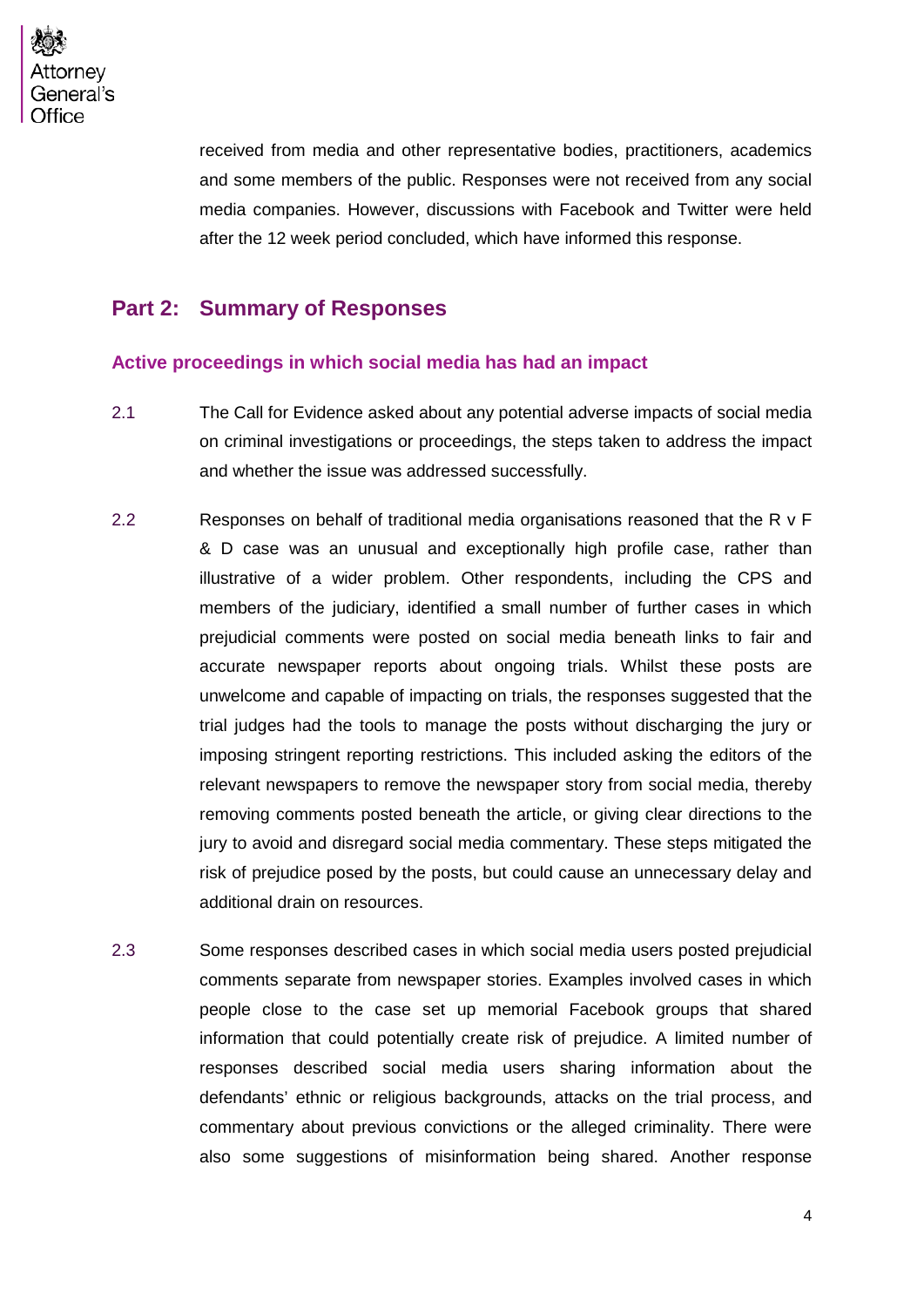received from media and other representative bodies, practitioners, academics and some members of the public. Responses were not received from any social media companies. However, discussions with Facebook and Twitter were held after the 12 week period concluded, which have informed this response.

## Part 2: Summary of Responses

### Active proceedings in which social media has had an impact

2.1 The Call for Evidence asked about any potential adverse impacts of social media on criminal investigations or proceedings, the steps taken to address the impact and whether the issue was addressed successfully.

2.2 Responses on behalf of traditional media organisations reasoned that the R v F & D case was an unusual and exceptionally high profile case, rather than illustrative of a wider problem. Other respondents, including the CPS and members of the judiciary, identified a small number of further cases in which prejudicial comments were posted on social media beneath links to fair and accurate newspaper reports about ongoing trials. Whilst these posts are unwelcome and capable of impacting on trials, the responses suggested that the trial judges had the tools to manage the posts without discharging the jury or imposing stringent reporting restrictions. This included asking the editors of the relevant newspapers to remove the newspaper story from social media, thereby removing comments posted beneath the article, or giving clear directions to the jury to avoid and disregard social media commentary. These steps mitigated the risk of prejudice posed by the posts, but could cause an unnecessary delay and additional drain on resources.

2.3 Some responses described cases in which social media users posted prejudicial comments separate from newspaper stories. Examples involved cases in which people close to the case set up memorial Facebook groups that shared information that could potentially create risk of prejudice. A limited number of responses described social media users sharing information about the defendants' ethnic or religious backgrounds, attacks on the trial process, and commentary about previous convictions or the alleged criminality. There were also some suggestions of misinformation being shared. Another response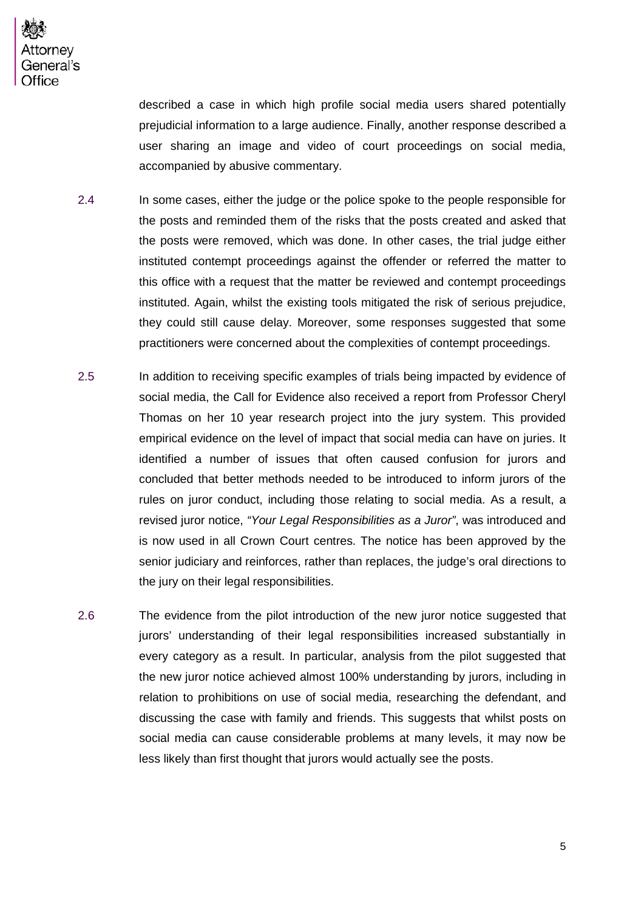described a case in which high profile social media users shared potentially prejudicial information to a large audience. Finally, another response described a user sharing an image and video of court proceedings on social media, accompanied by abusive commentary.

2.4 In some cases, either the judge or the police spoke to the people responsible for the posts and reminded them of the risks that the posts created and asked that the posts were removed, which was done. In other cases, the trial judge either instituted contempt proceedings against the offender or referred the matter to this office with a request that the matter be reviewed and contempt proceedings instituted. Again, whilst the existing tools mitigated the risk of serious prejudice, they could still cause delay. Moreover, some responses suggested that some practitioners were concerned about the complexities of contempt proceedings.

2.5 In addition to receiving specific examples of trials being impacted by evidence of social media, the Call for Evidence also received a report from Professor Cheryl Thomas on her 10 year research project into the jury system. This provided empirical evidence on the level of impact that social media can have on juries. It identified a number of issues that often caused confusion for jurors and concluded that better methods needed to be introduced to inform jurors of the rules on juror conduct, including those relating to social media. As a result, a revised juror notice, *"Your Legal Responsibilities as a Juror"*, was introduced and is now used in all Crown Court centres. The notice has been approved by the senior judiciary and reinforces, rather than replaces, the judge's oral directions to the jury on their legal responsibilities.

2.6 The evidence from the pilot introduction of the new juror notice suggested that jurors' understanding of their legal responsibilities increased substantially in every category as a result. In particular, analysis from the pilot suggested that the new juror notice achieved almost 100% understanding by jurors, including in relation to prohibitions on use of social media, researching the defendant, and discussing the case with family and friends. This suggests that whilst posts on social media can cause considerable problems at many levels, it may now be less likely than first thought that jurors would actually see the posts.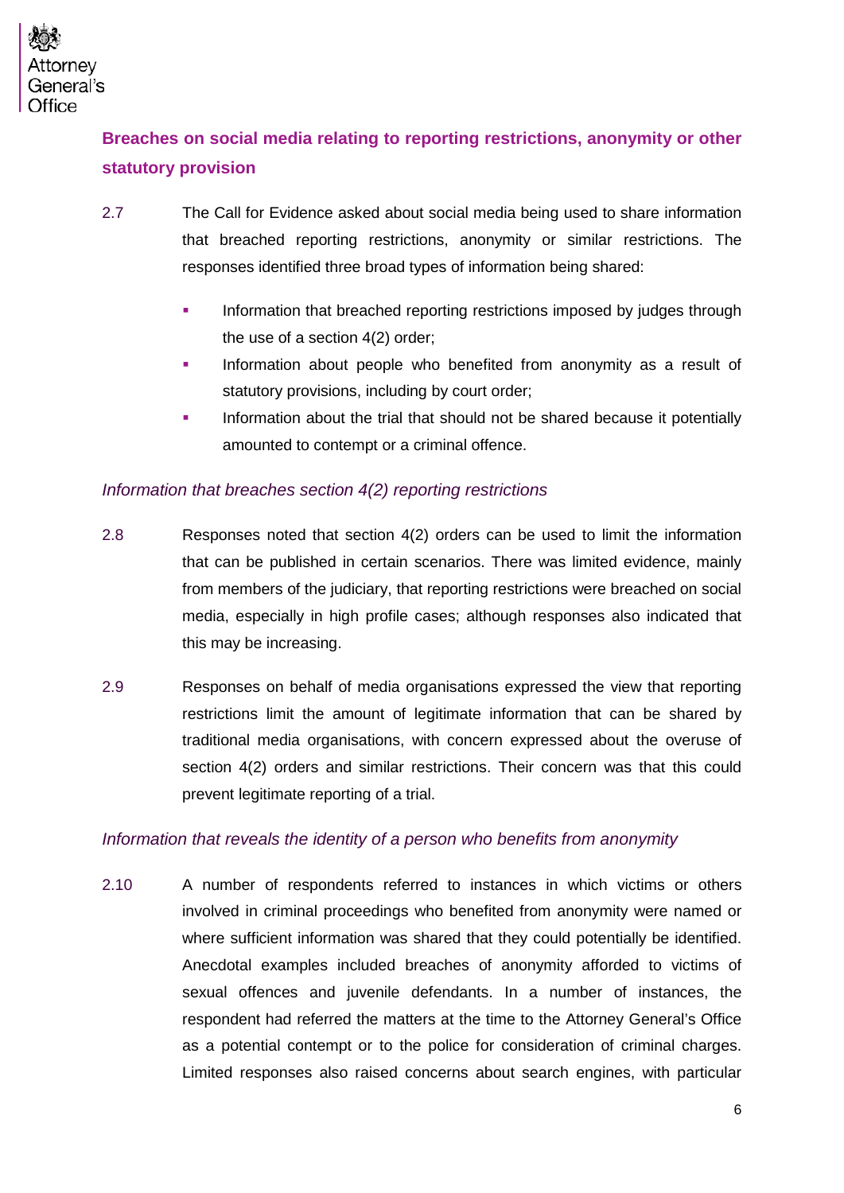## Breaches on social media relating to reporting restrictions, anonymity or other statutory provision

2.7 The Call for Evidence asked about social media being used to share information that breached reporting restrictions, anonymity or similar restrictions. The responses identified three broad types of information being shared:

- Information that breached reporting restrictions imposed by judges through the use of a section 4(2) order;
- Information about people who benefited from anonymity as a result of statutory provisions, including by court order;
- Information about the trial that should not be shared because it potentially amounted to contempt or a criminal offence.

### *Information that breaches section 4(2) reporting restrictions*

2.8 Responses noted that section 4(2) orders can be used to limit the information that can be published in certain scenarios. There was limited evidence, mainly from members of the judiciary, that reporting restrictions were breached on social media, especially in high profile cases; although responses also indicated that this may be increasing.

2.9 Responses on behalf of media organisations expressed the view that reporting restrictions limit the amount of legitimate information that can be shared by traditional media organisations, with concern expressed about the overuse of section 4(2) orders and similar restrictions. Their concern was that this could prevent legitimate reporting of a trial.

### *Information that reveals the identity of a person who benefits from anonymity*

2.10 A number of respondents referred to instances in which victims or others involved in criminal proceedings who benefited from anonymity were named or where sufficient information was shared that they could potentially be identified. Anecdotal examples included breaches of anonymity afforded to victims of sexual offences and juvenile defendants. In a number of instances, the respondent had referred the matters at the time to the Attorney General's Office as a potential contempt or to the police for consideration of criminal charges. Limited responses also raised concerns about search engines, with particular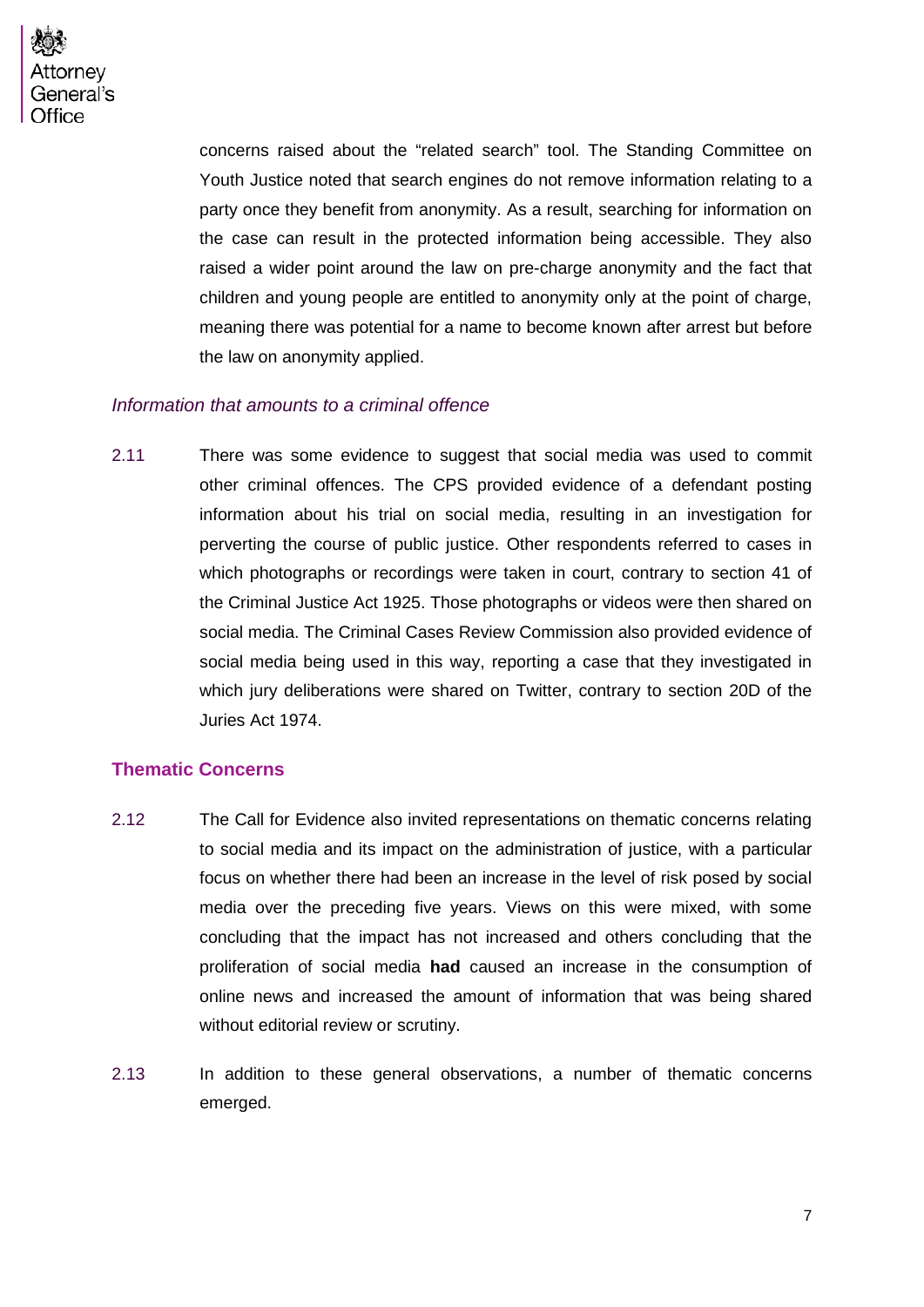concerns raised about the "related search" tool. The Standing Committee on Youth Justice noted that search engines do not remove information relating to a party once they benefit from anonymity. As a result, searching for information on the case can result in the protected information being accessible. They also raised a wider point around the law on pre-charge anonymity and the fact that children and young people are entitled to anonymity only at the point of charge, meaning there was potential for a name to become known after arrest but before the law on anonymity applied.

### *Information that amounts to a criminal offence*

2.11 There was some evidence to suggest that social media was used to commit other criminal offences. The CPS provided evidence of a defendant posting information about his trial on social media, resulting in an investigation for perverting the course of public justice. Other respondents referred to cases in which photographs or recordings were taken in court, contrary to section 41 of the Criminal Justice Act 1925. Those photographs or videos were then shared on social media. The Criminal Cases Review Commission also provided evidence of social media being used in this way, reporting a case that they investigated in which jury deliberations were shared on Twitter, contrary to section 20D of the Juries Act 1974.

## Thematic Concerns

2.12 The Call for Evidence also invited representations on thematic concerns relating to social media and its impact on the administration of justice, with a particular focus on whether there had been an increase in the level of risk posed by social media over the preceding five years. Views on this were mixed, with some concluding that the impact has not increased and others concluding that the proliferation of social media **had** caused an increase in the consumption of online news and increased the amount of information that was being shared without editorial review or scrutiny.

2.13 In addition to these general observations, a number of thematic concerns emerged.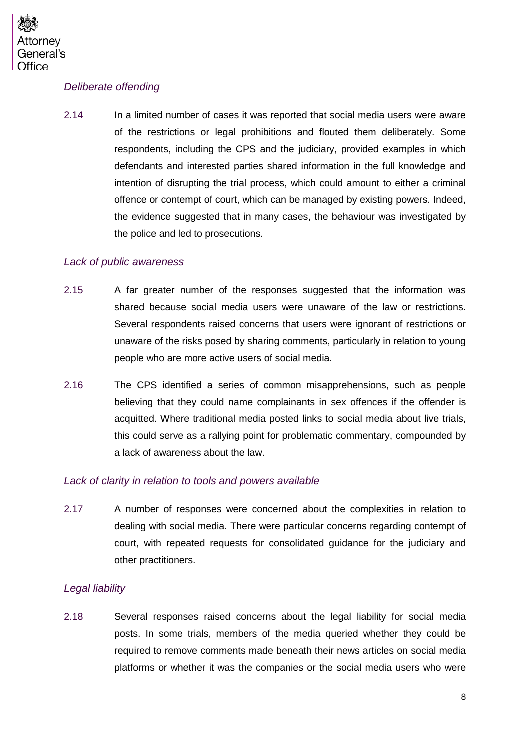### *Deliberate offending*

2.14 In a limited number of cases it was reported that social media users were aware of the restrictions or legal prohibitions and flouted them deliberately. Some respondents, including the CPS and the judiciary, provided examples in which defendants and interested parties shared information in the full knowledge and intention of disrupting the trial process, which could amount to either a criminal offence or contempt of court, which can be managed by existing powers. Indeed, the evidence suggested that in many cases, the behaviour was investigated by the police and led to prosecutions.

### *Lack of public awareness*

2.15 A far greater number of the responses suggested that the information was shared because social media users were unaware of the law or restrictions. Several respondents raised concerns that users were ignorant of restrictions or unaware of the risks posed by sharing comments, particularly in relation to young people who are more active users of social media.

2.16 The CPS identified a series of common misapprehensions, such as people believing that they could name complainants in sex offences if the offender is acquitted. Where traditional media posted links to social media about live trials, this could serve as a rallying point for problematic commentary, compounded by a lack of awareness about the law.

### *Lack of clarity in relation to tools and powers available*

2.17 A number of responses were concerned about the complexities in relation to dealing with social media. There were particular concerns regarding contempt of court, with repeated requests for consolidated guidance for the judiciary and other practitioners.

### *Legal liability*

2.18 Several responses raised concerns about the legal liability for social media posts. In some trials, members of the media queried whether they could be required to remove comments made beneath their news articles on social media platforms or whether it was the companies or the social media users who were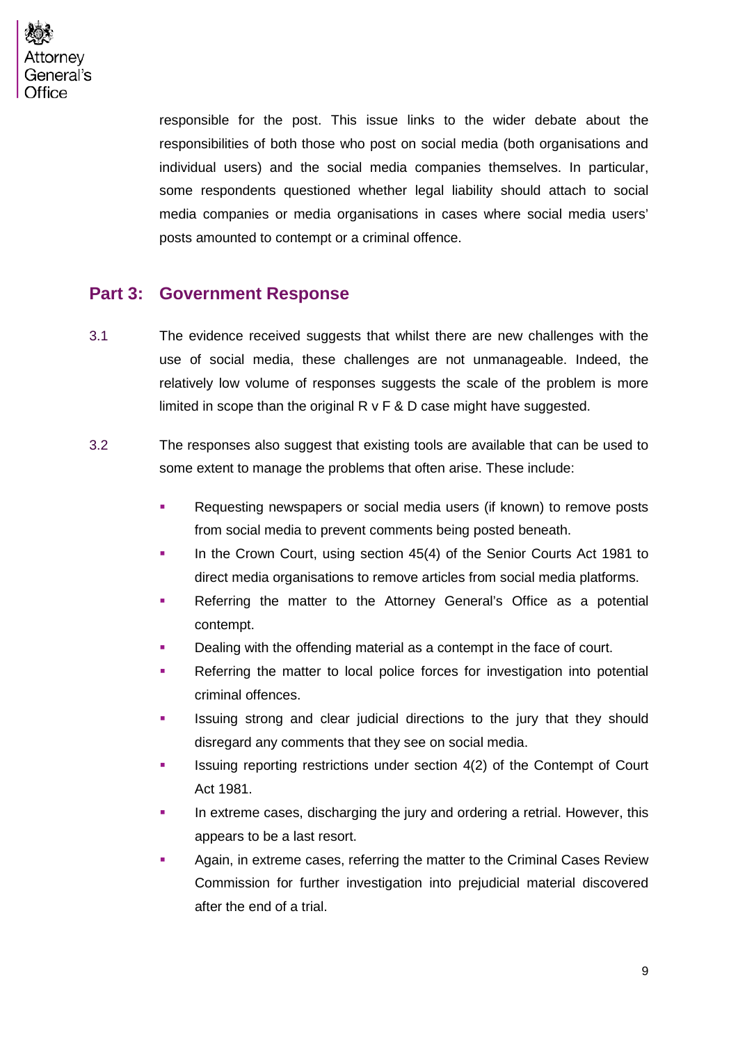responsible for the post. This issue links to the wider debate about the responsibilities of both those who post on social media (both organisations and individual users) and the social media companies themselves. In particular, some respondents questioned whether legal liability should attach to social media companies or media organisations in cases where social media users' posts amounted to contempt or a criminal offence.

## Part 3: Government Response

3.1 The evidence received suggests that whilst there are new challenges with the use of social media, these challenges are not unmanageable. Indeed, the relatively low volume of responses suggests the scale of the problem is more limited in scope than the original R v F & D case might have suggested.

3.2 The responses also suggest that existing tools are available that can be used to some extent to manage the problems that often arise. These include:

- Requesting newspapers or social media users (if known) to remove posts from social media to prevent comments being posted beneath.
- In the Crown Court, using section 45(4) of the Senior Courts Act 1981 to direct media organisations to remove articles from social media platforms.
- Referring the matter to the Attorney General's Office as a potential contempt.
- Dealing with the offending material as a contempt in the face of court.
- Referring the matter to local police forces for investigation into potential criminal offences.
- Issuing strong and clear judicial directions to the jury that they should disregard any comments that they see on social media.
- Issuing reporting restrictions under section 4(2) of the Contempt of Court Act 1981.
- In extreme cases, discharging the jury and ordering a retrial. However, this appears to be a last resort.
- Again, in extreme cases, referring the matter to the Criminal Cases Review Commission for further investigation into prejudicial material discovered after the end of a trial.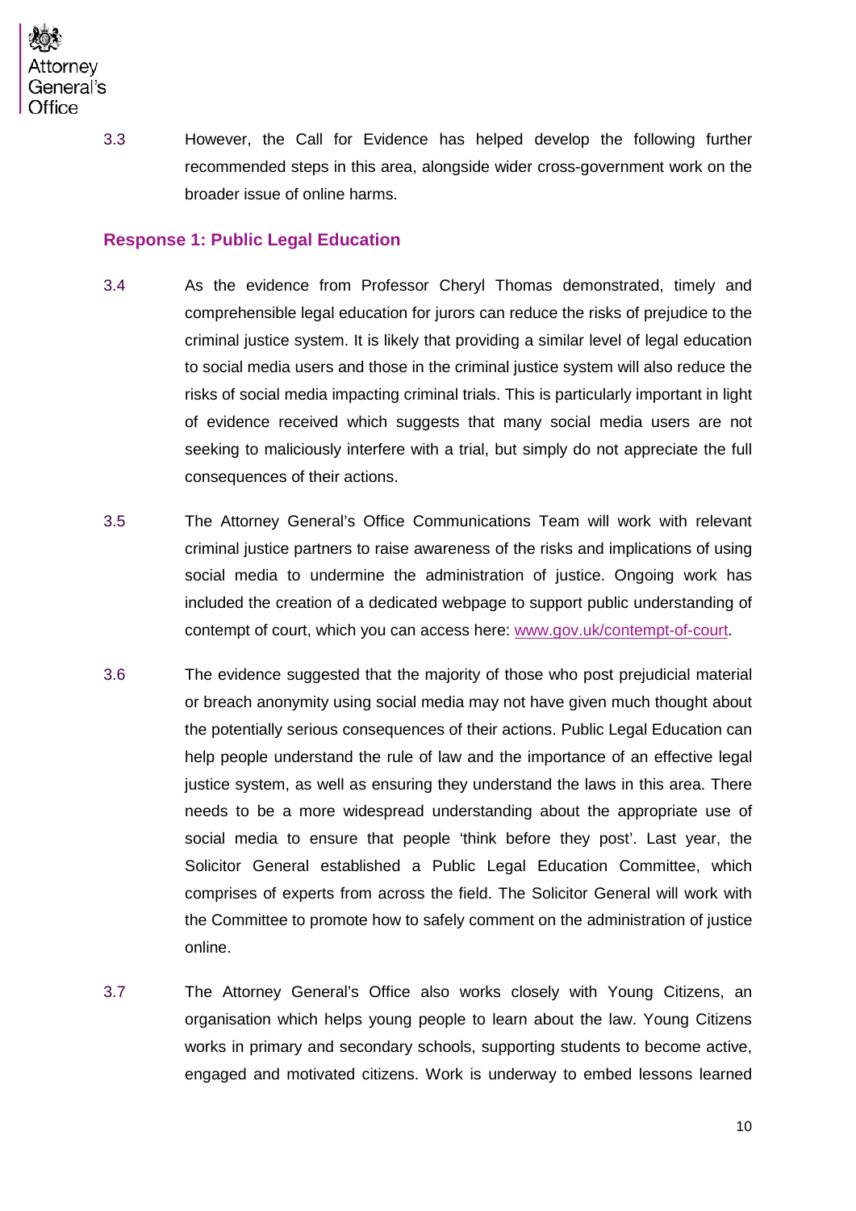3.3 However, the Call for Evidence has helped develop the following further recommended steps in this area, alongside wider cross-government work on the broader issue of online harms.

### Response 1: Public Legal Education

3.4 As the evidence from Professor Cheryl Thomas demonstrated, timely and comprehensible legal education for jurors can reduce the risks of prejudice to the criminal justice system. It is likely that providing a similar level of legal education to social media users and those in the criminal justice system will also reduce the risks of social media impacting criminal trials. This is particularly important in light of evidence received which suggests that many social media users are not seeking to maliciously interfere with a trial, but simply do not appreciate the full consequences of their actions.

3.5 The Attorney General's Office Communications Team will work with relevant criminal justice partners to raise awareness of the risks and implications of using social media to undermine the administration of justice. Ongoing work has included the creation of a dedicated webpage to support public understanding of contempt of court, which you can access here: [www.gov.uk/contempt-of-court](http://www.gov.uk/contempt-of-court).

3.6 The evidence suggested that the majority of those who post prejudicial material or breach anonymity using social media may not have given much thought about the potentially serious consequences of their actions. Public Legal Education can help people understand the rule of law and the importance of an effective legal justice system, as well as ensuring they understand the laws in this area. There needs to be a more widespread understanding about the appropriate use of social media to ensure that people 'think before they post'. Last year, the Solicitor General established a Public Legal Education Committee, which comprises of experts from across the field. The Solicitor General will work with the Committee to promote how to safely comment on the administration of justice online.

3.7 The Attorney General's Office also works closely with Young Citizens, an organisation which helps young people to learn about the law. Young Citizens works in primary and secondary schools, supporting students to become active, engaged and motivated citizens. Work is underway to embed lessons learned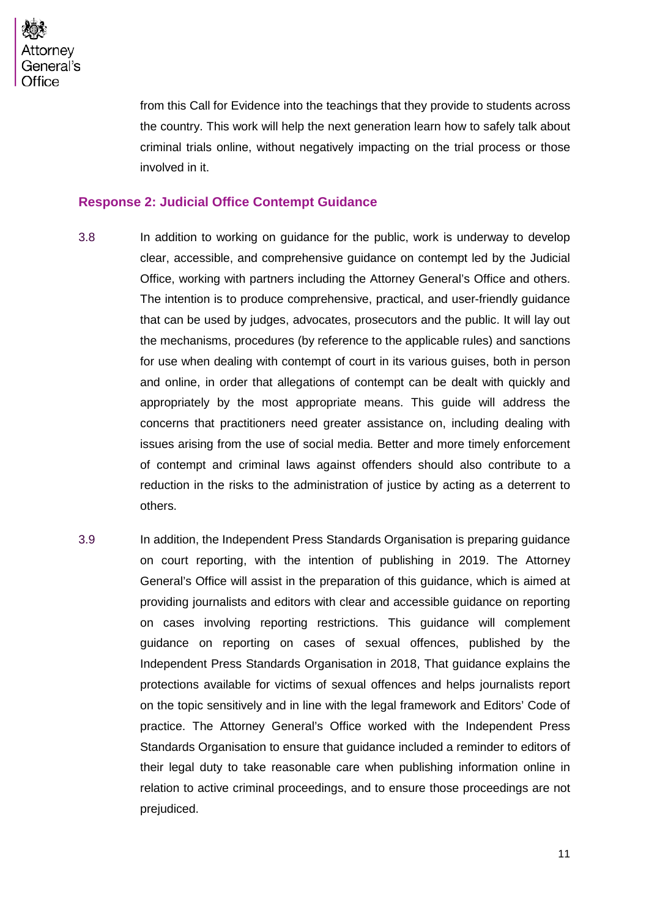from this Call for Evidence into the teachings that they provide to students across the country. This work will help the next generation learn how to safely talk about criminal trials online, without negatively impacting on the trial process or those involved in it.

### Response 2: Judicial Office Contempt Guidance

3.8 In addition to working on guidance for the public, work is underway to develop clear, accessible, and comprehensive guidance on contempt led by the Judicial Office, working with partners including the Attorney General's Office and others. The intention is to produce comprehensive, practical, and user-friendly guidance that can be used by judges, advocates, prosecutors and the public. It will lay out the mechanisms, procedures (by reference to the applicable rules) and sanctions for use when dealing with contempt of court in its various guises, both in person and online, in order that allegations of contempt can be dealt with quickly and appropriately by the most appropriate means. This guide will address the concerns that practitioners need greater assistance on, including dealing with issues arising from the use of social media. Better and more timely enforcement of contempt and criminal laws against offenders should also contribute to a reduction in the risks to the administration of justice by acting as a deterrent to others.

3.9 In addition, the Independent Press Standards Organisation is preparing guidance on court reporting, with the intention of publishing in 2019. The Attorney General's Office will assist in the preparation of this guidance, which is aimed at providing journalists and editors with clear and accessible guidance on reporting on cases involving reporting restrictions. This guidance will complement guidance on reporting on cases of sexual offences, published by the Independent Press Standards Organisation in 2018, That guidance explains the protections available for victims of sexual offences and helps journalists report on the topic sensitively and in line with the legal framework and Editors' Code of practice. The Attorney General's Office worked with the Independent Press Standards Organisation to ensure that guidance included a reminder to editors of their legal duty to take reasonable care when publishing information online in relation to active criminal proceedings, and to ensure those proceedings are not prejudiced.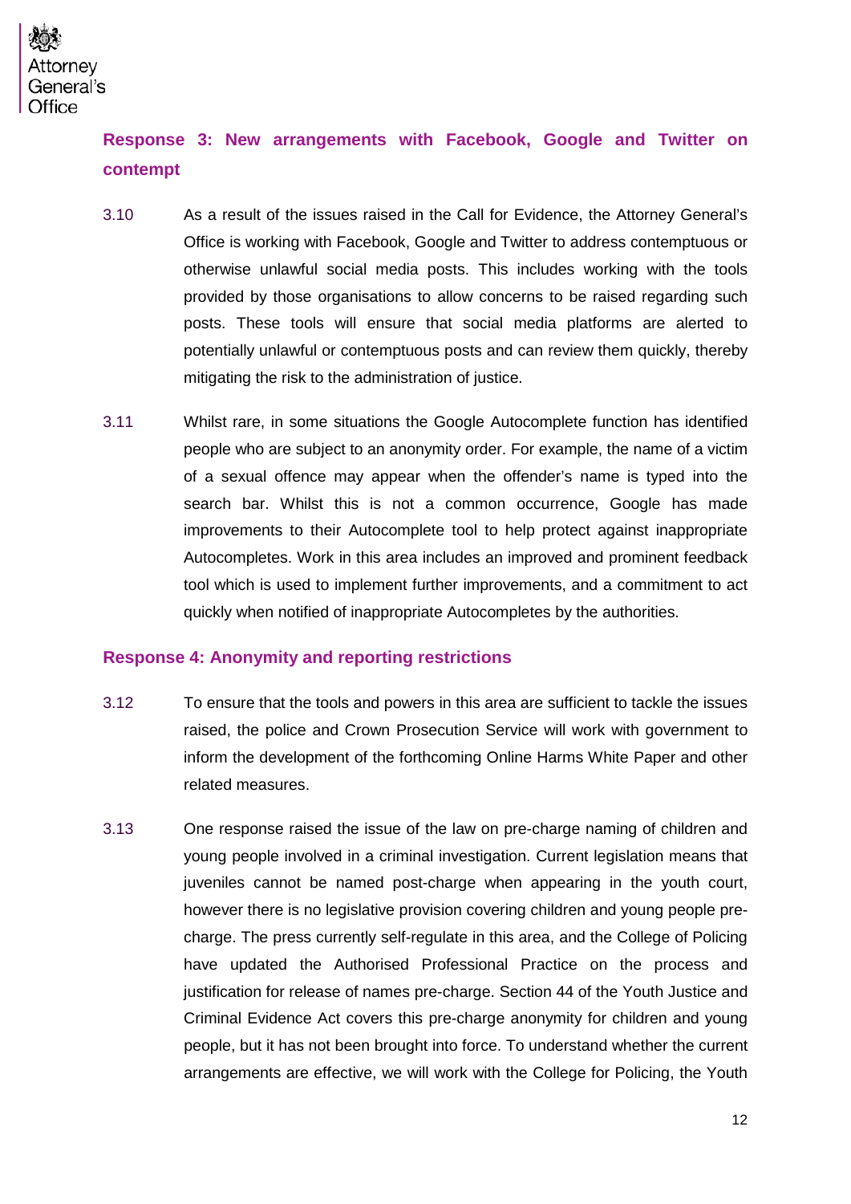### Response 3: New arrangements with Facebook, Google and Twitter on contempt

3.10 As a result of the issues raised in the Call for Evidence, the Attorney General's Office is working with Facebook, Google and Twitter to address contemptuous or otherwise unlawful social media posts. This includes working with the tools provided by those organisations to allow concerns to be raised regarding such posts. These tools will ensure that social media platforms are alerted to potentially unlawful or contemptuous posts and can review them quickly, thereby mitigating the risk to the administration of justice.

3.11 Whilst rare, in some situations the Google Autocomplete function has identified people who are subject to an anonymity order. For example, the name of a victim of a sexual offence may appear when the offender's name is typed into the search bar. Whilst this is not a common occurrence, Google has made improvements to their Autocomplete tool to help protect against inappropriate Autocompletes. Work in this area includes an improved and prominent feedback tool which is used to implement further improvements, and a commitment to act quickly when notified of inappropriate Autocompletes by the authorities.

### Response 4: Anonymity and reporting restrictions

3.12 To ensure that the tools and powers in this area are sufficient to tackle the issues raised, the police and Crown Prosecution Service will work with government to inform the development of the forthcoming Online Harms White Paper and other related measures.

3.13 One response raised the issue of the law on pre-charge naming of children and young people involved in a criminal investigation. Current legislation means that juveniles cannot be named post-charge when appearing in the youth court, however there is no legislative provision covering children and young people pre-charge. The press currently self-regulate in this area, and the College of Policing have updated the Authorised Professional Practice on the process and justification for release of names pre-charge. Section 44 of the Youth Justice and Criminal Evidence Act covers this pre-charge anonymity for children and young people, but it has not been brought into force. To understand whether the current arrangements are effective, we will work with the College for Policing, the Youth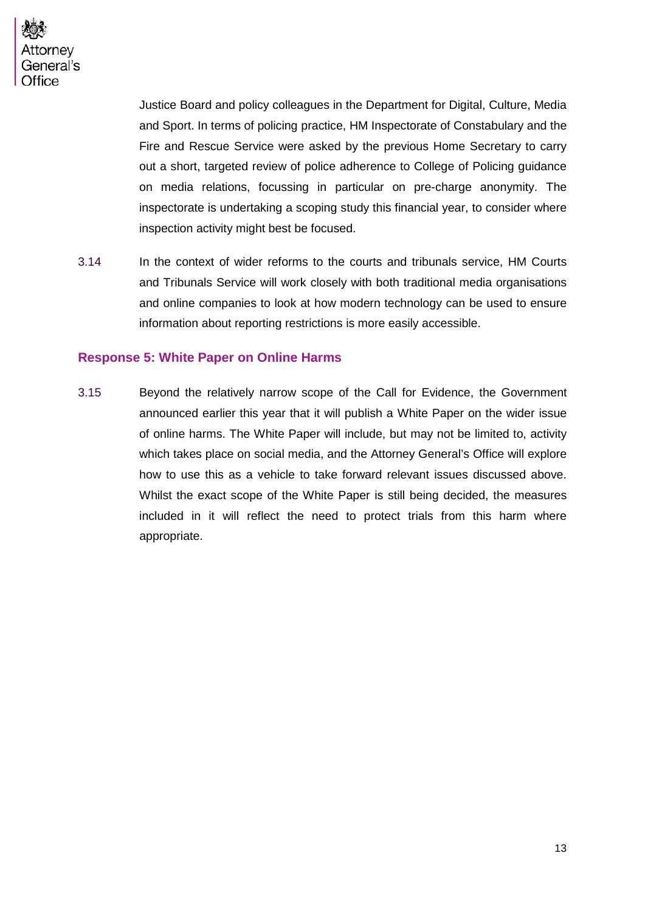Justice Board and policy colleagues in the Department for Digital, Culture, Media and Sport. In terms of policing practice, HM Inspectorate of Constabulary and the Fire and Rescue Service were asked by the previous Home Secretary to carry out a short, targeted review of police adherence to College of Policing guidance on media relations, focussing in particular on pre-charge anonymity. The inspectorate is undertaking a scoping study this financial year, to consider where inspection activity might best be focused.

3.14 In the context of wider reforms to the courts and tribunals service, HM Courts and Tribunals Service will work closely with both traditional media organisations and online companies to look at how modern technology can be used to ensure information about reporting restrictions is more easily accessible.

### Response 5: White Paper on Online Harms

3.15 Beyond the relatively narrow scope of the Call for Evidence, the Government announced earlier this year that it will publish a White Paper on the wider issue of online harms. The White Paper will include, but may not be limited to, activity which takes place on social media, and the Attorney General's Office will explore how to use this as a vehicle to take forward relevant issues discussed above. Whilst the exact scope of the White Paper is still being decided, the measures included in it will reflect the need to protect trials from this harm where appropriate.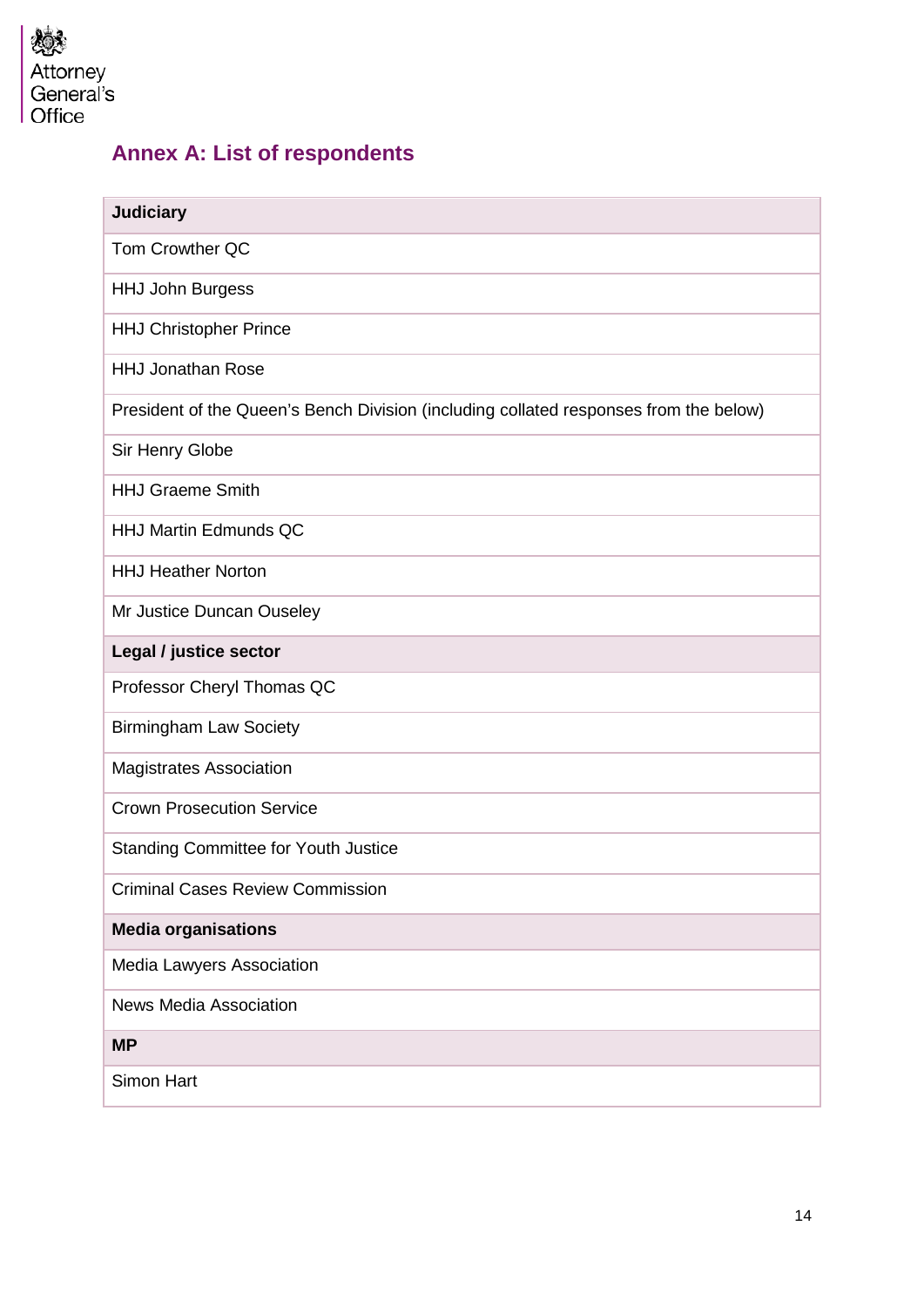## Annex A: List of respondents

| Judiciary |
|---|
| Tom Crowther QC |
| HHJ John Burgess |
| HHJ Christopher Prince |
| HHJ Jonathan Rose |
| President of the Queen's Bench Division (including collated responses from the below) |
| Sir Henry Globe |
| HHJ Graeme Smith |
| HHJ Martin Edmunds QC |
| HHJ Heather Norton |
| Mr Justice Duncan Ouseley |
| **Legal / justice sector** |
| Professor Cheryl Thomas QC |
| Birmingham Law Society |
| Magistrates Association |
| Crown Prosecution Service |
| Standing Committee for Youth Justice |
| Criminal Cases Review Commission |
| **Media organisations** |
| Media Lawyers Association |
| News Media Association |
| **MP** |
| Simon Hart |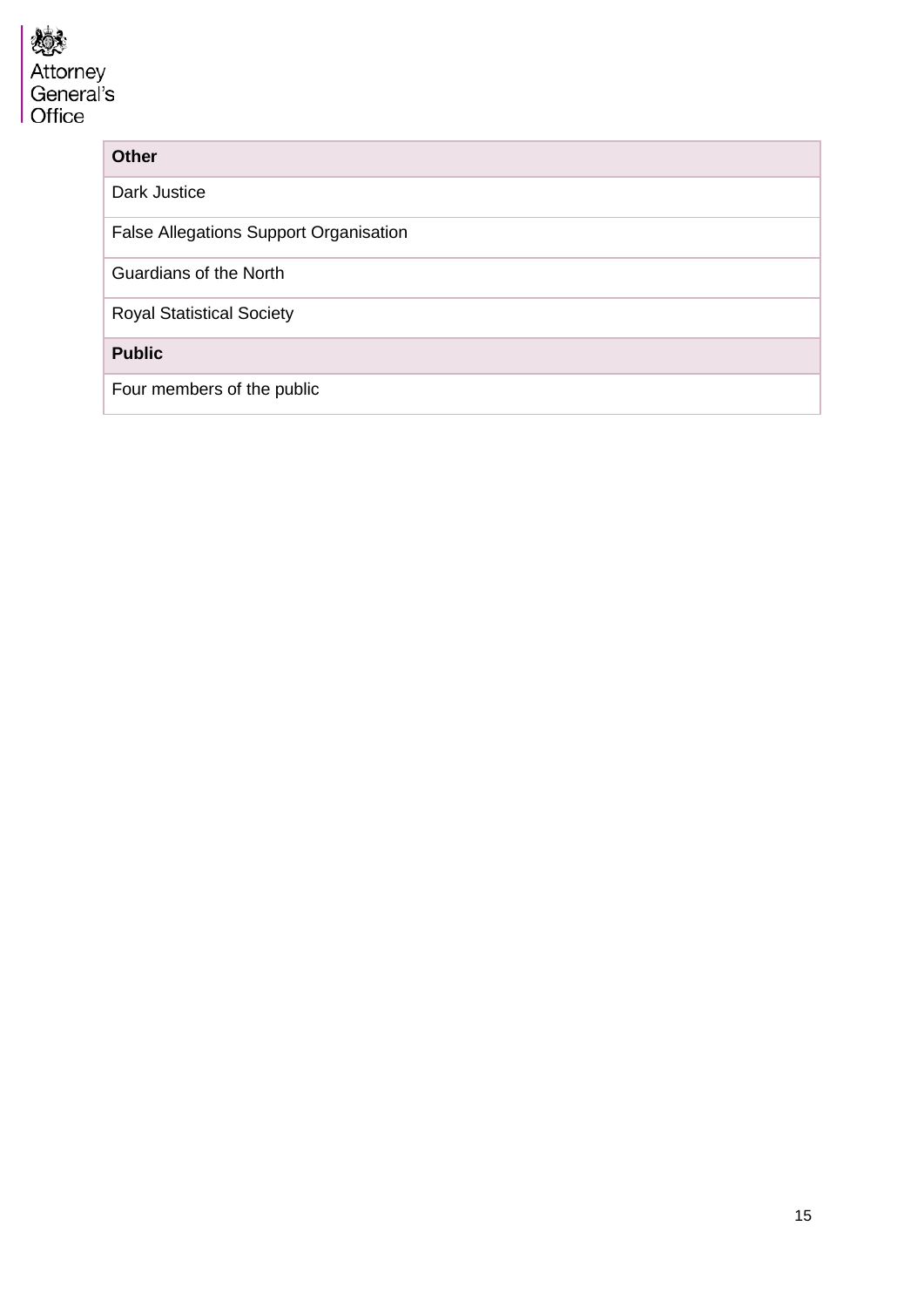| Other |
| --- |
| Dark Justice |
| False Allegations Support Organisation |
| Guardians of the North |
| Royal Statistical Society |
| **Public** |
| Four members of the public |